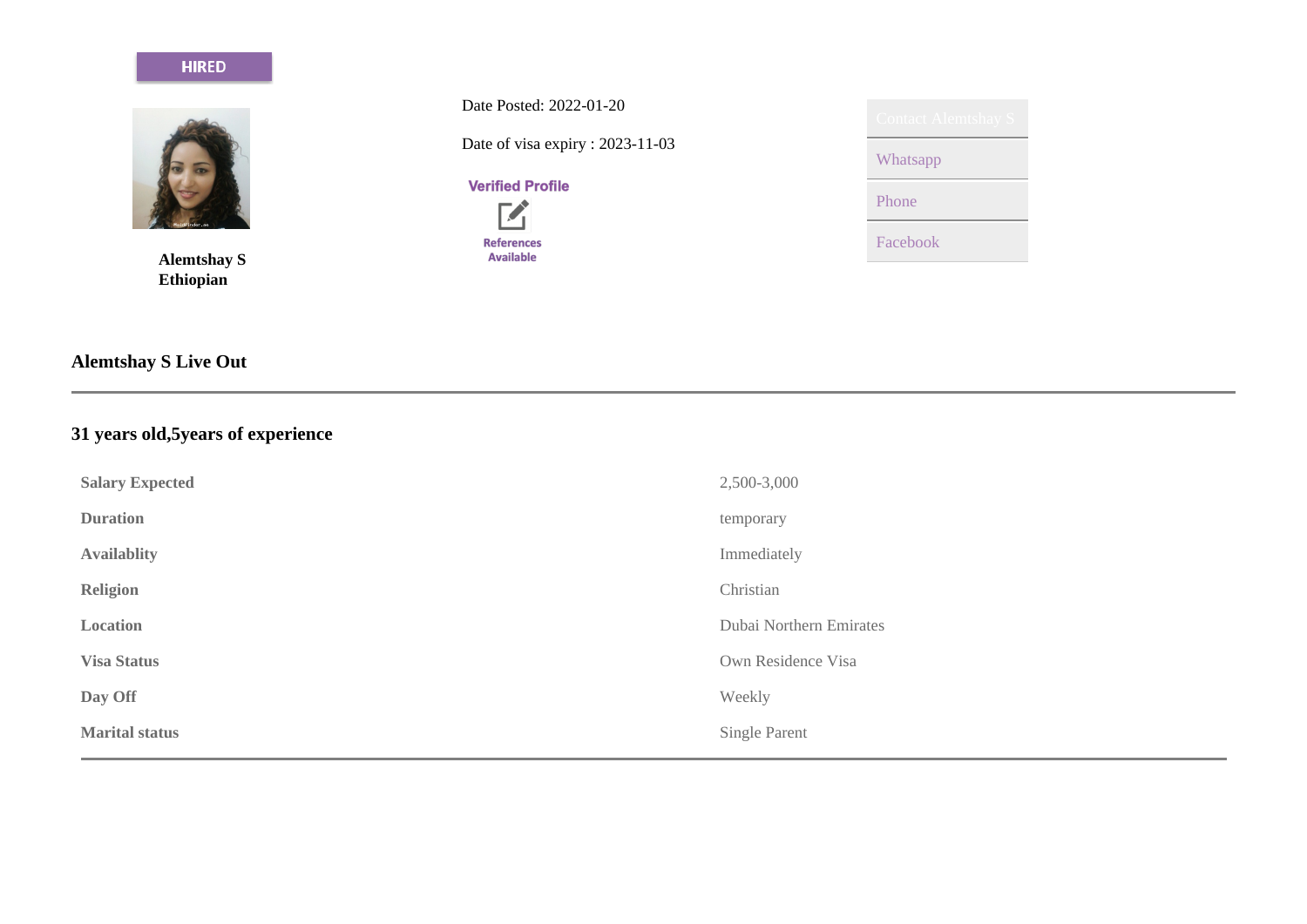HIRED

**Alemtshay S**
**Ethiopian**

Date Posted: 2022-01-20

Date of visa expiry : 2023-11-03

Verified Profile

References Available

Contact Alemtshay S

Whatsapp

Phone

Facebook

### Alemtshay S Live Out

### 31 years old,5years of experience

| | |
|---|---|
| **Salary Expected** | 2,500-3,000 |
| **Duration** | temporary |
| **Availablity** | Immediately |
| **Religion** | Christian |
| **Location** | Dubai Northern Emirates |
| **Visa Status** | Own Residence Visa |
| **Day Off** | Weekly |
| **Marital status** | Single Parent |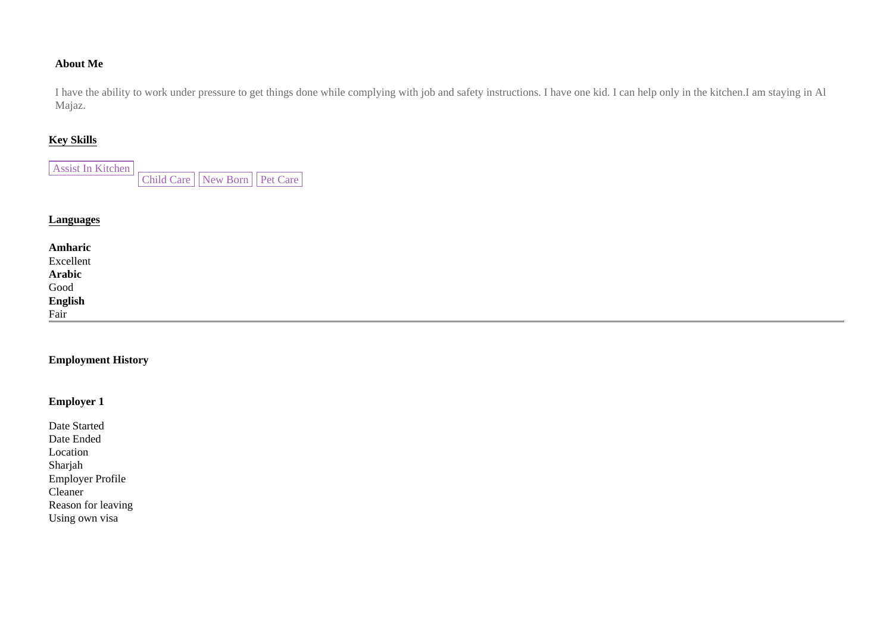**About Me**

I have the ability to work under pressure to get things done while complying with job and safety instructions. I have one kid. I can help only in the kitchen.I am staying in Al Majaz.

**Key Skills**

Assist In Kitchen
Child Care
New Born
Pet Care

**Languages**

**Amharic**
Excellent
**Arabic**
Good
**English**
Fair

---

**Employment History**

**Employer 1**

Date Started
Date Ended
Location
Sharjah
Employer Profile
Cleaner
Reason for leaving
Using own visa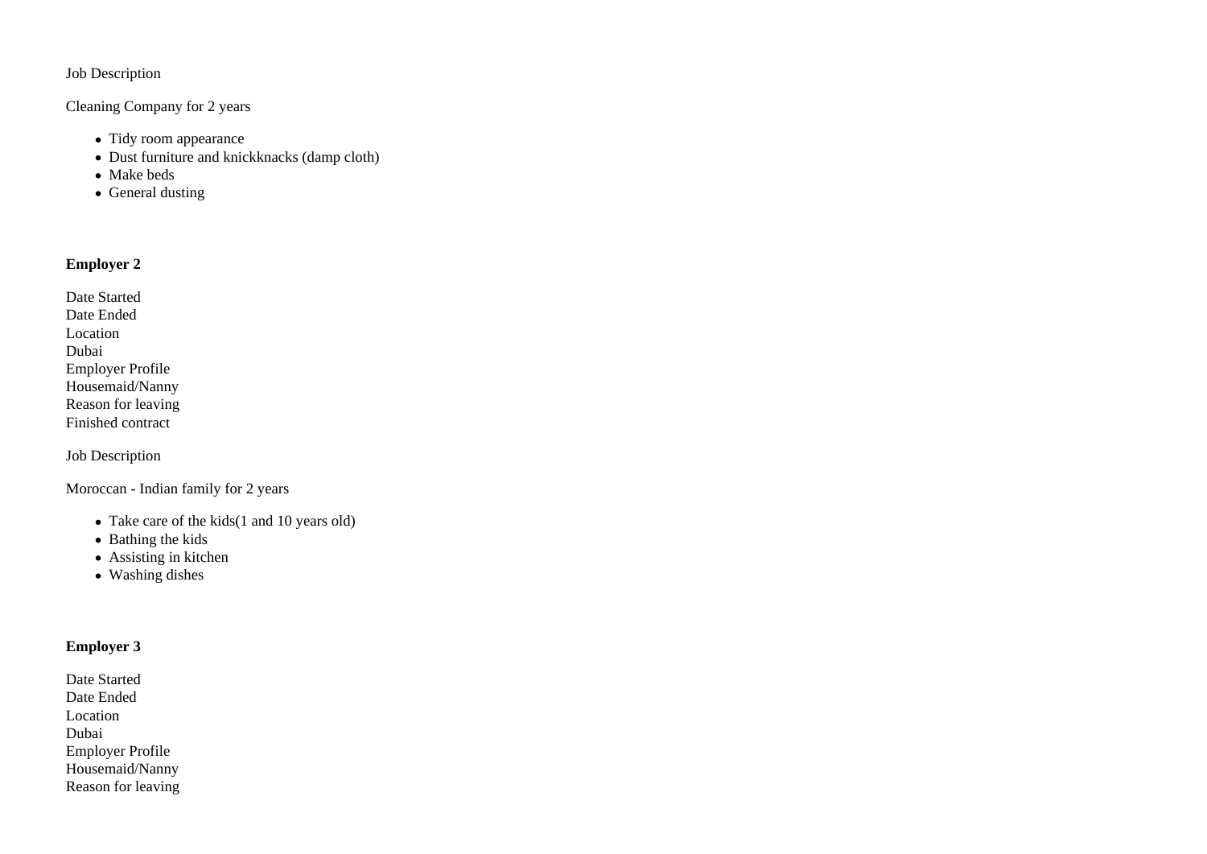Job Description

Cleaning Company for 2 years

- Tidy room appearance
- Dust furniture and knickknacks (damp cloth)
- Make beds
- General dusting

**Employer 2**

Date Started
Date Ended
Location
Dubai
Employer Profile
Housemaid/Nanny
Reason for leaving
Finished contract

Job Description

Moroccan - Indian family for 2 years

- Take care of the kids(1 and 10 years old)
- Bathing the kids
- Assisting in kitchen
- Washing dishes

**Employer 3**

Date Started
Date Ended
Location
Dubai
Employer Profile
Housemaid/Nanny
Reason for leaving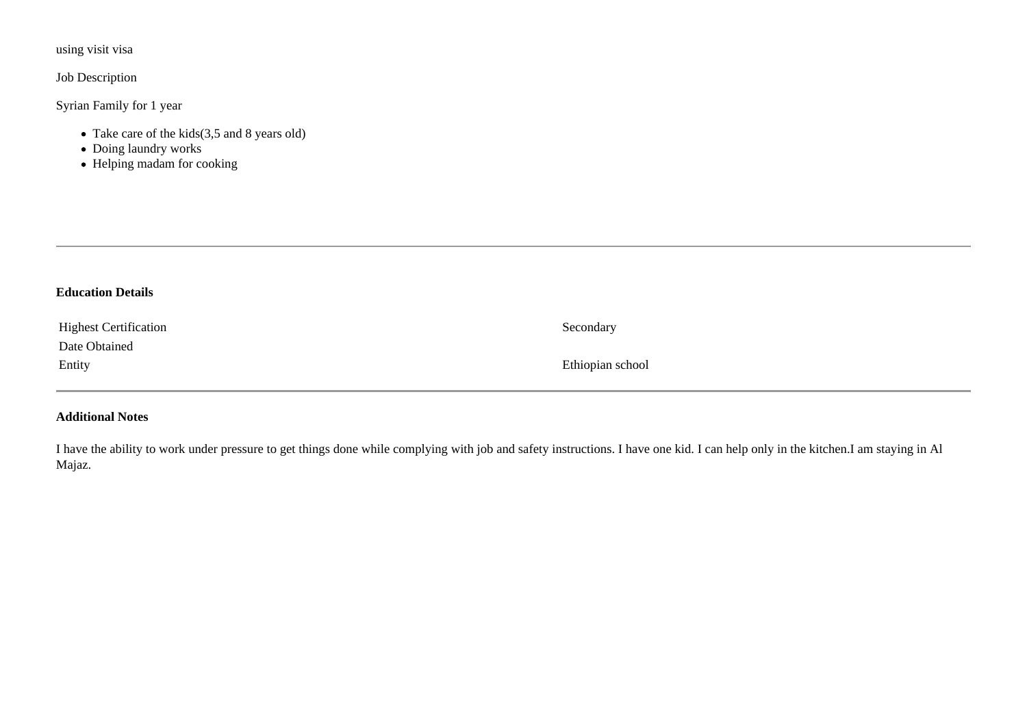using visit visa

Job Description

Syrian Family for 1 year

- Take care of the kids(3,5 and 8 years old)
- Doing laundry works
- Helping madam for cooking

---

**Education Details**

| | |
|---|---|
| Highest Certification | Secondary |
| Date Obtained | |
| Entity | Ethiopian school |

---

**Additional Notes**

I have the ability to work under pressure to get things done while complying with job and safety instructions. I have one kid. I can help only in the kitchen.I am staying in Al Majaz.